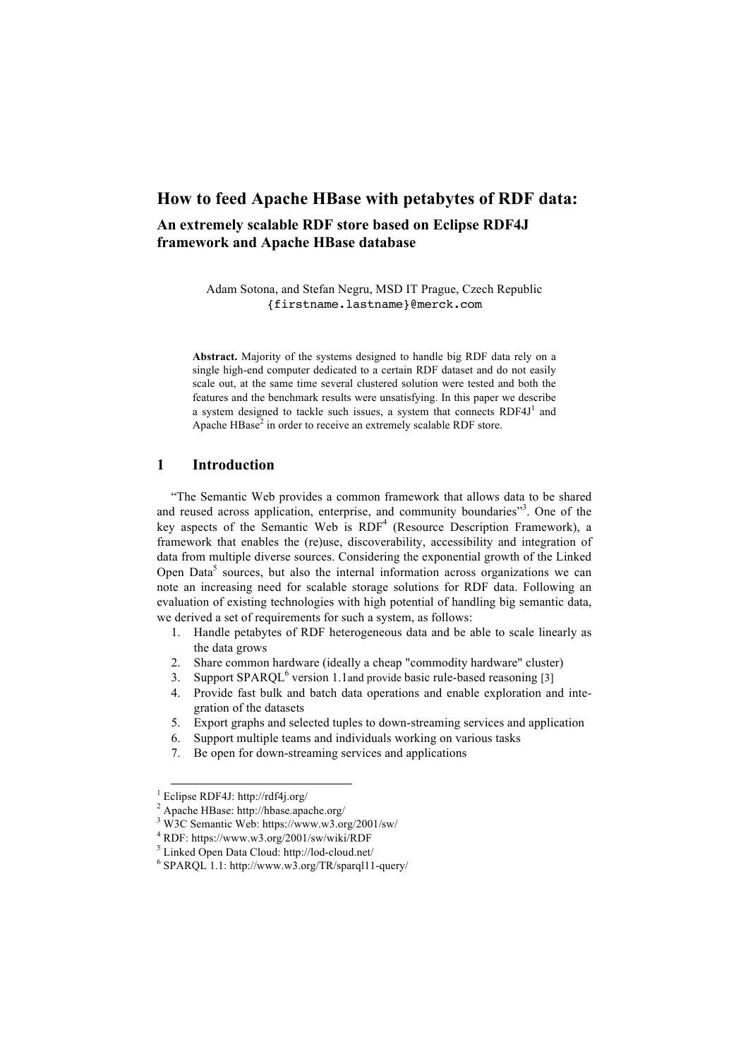# How to feed Apache HBase with petabytes of RDF data:

## An extremely scalable RDF store based on Eclipse RDF4J framework and Apache HBase database

Adam Sotona, and Stefan Negru, MSD IT Prague, Czech Republic
{firstname.lastname}@merck.com

**Abstract.** Majority of the systems designed to handle big RDF data rely on a single high-end computer dedicated to a certain RDF dataset and do not easily scale out, at the same time several clustered solution were tested and both the features and the benchmark results were unsatisfying. In this paper we describe a system designed to tackle such issues, a system that connects RDF4J[1] and Apache HBase[2] in order to receive an extremely scalable RDF store.

## 1 Introduction

"The Semantic Web provides a common framework that allows data to be shared and reused across application, enterprise, and community boundaries"[3]. One of the key aspects of the Semantic Web is RDF[4] (Resource Description Framework), a framework that enables the (re)use, discoverability, accessibility and integration of data from multiple diverse sources. Considering the exponential growth of the Linked Open Data[5] sources, but also the internal information across organizations we can note an increasing need for scalable storage solutions for RDF data. Following an evaluation of existing technologies with high potential of handling big semantic data, we derived a set of requirements for such a system, as follows:

1. Handle petabytes of RDF heterogeneous data and be able to scale linearly as the data grows
2. Share common hardware (ideally a cheap "commodity hardware" cluster)
3. Support SPARQL[6] version 1.1and provide basic rule-based reasoning [3]
4. Provide fast bulk and batch data operations and enable exploration and integration of the datasets
5. Export graphs and selected tuples to down-streaming services and application
6. Support multiple teams and individuals working on various tasks
7. Be open for down-streaming services and applications

---

[1] Eclipse RDF4J: http://rdf4j.org/
[2] Apache HBase: http://hbase.apache.org/
[3] W3C Semantic Web: https://www.w3.org/2001/sw/
[4] RDF: https://www.w3.org/2001/sw/wiki/RDF
[5] Linked Open Data Cloud: http://lod-cloud.net/
[6] SPARQL 1.1: http://www.w3.org/TR/sparql11-query/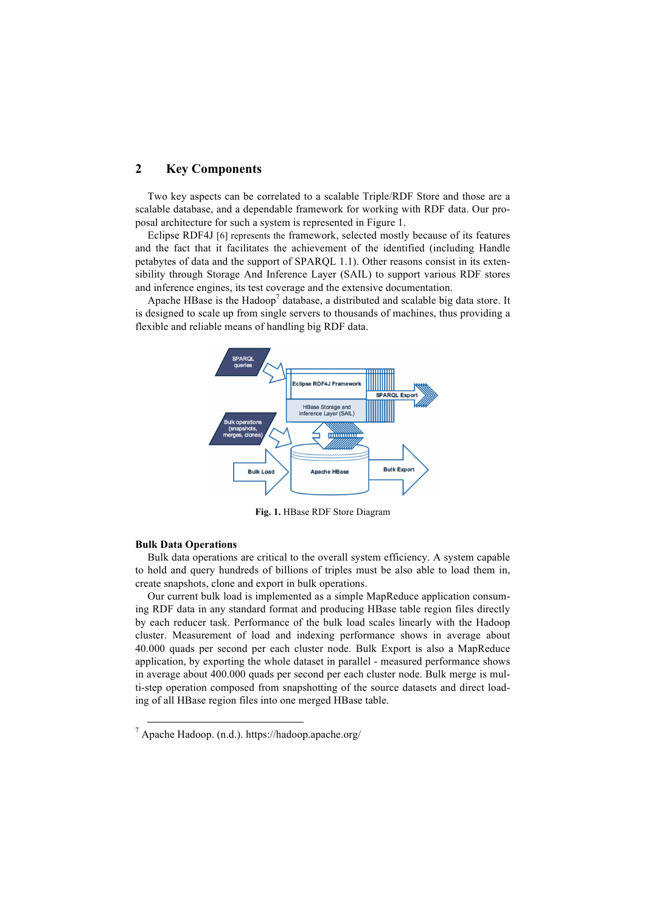## 2 Key Components

Two key aspects can be correlated to a scalable Triple/RDF Store and those are a scalable database, and a dependable framework for working with RDF data. Our proposal architecture for such a system is represented in Figure 1.

Eclipse RDF4J [6] represents the framework, selected mostly because of its features and the fact that it facilitates the achievement of the identified (including Handle petabytes of data and the support of SPARQL 1.1). Other reasons consist in its extensibility through Storage And Inference Layer (SAIL) to support various RDF stores and inference engines, its test coverage and the extensive documentation.

Apache HBase is the Hadoop[7] database, a distributed and scalable big data store. It is designed to scale up from single servers to thousands of machines, thus providing a flexible and reliable means of handling big RDF data.

**Fig. 1.** HBase RDF Store Diagram

**Bulk Data Operations**

Bulk data operations are critical to the overall system efficiency. A system capable to hold and query hundreds of billions of triples must be also able to load them in, create snapshots, clone and export in bulk operations.

Our current bulk load is implemented as a simple MapReduce application consuming RDF data in any standard format and producing HBase table region files directly by each reducer task. Performance of the bulk load scales linearly with the Hadoop cluster. Measurement of load and indexing performance shows in average about 40.000 quads per second per each cluster node. Bulk Export is also a MapReduce application, by exporting the whole dataset in parallel - measured performance shows in average about 400.000 quads per second per each cluster node. Bulk merge is multi-step operation composed from snapshotting of the source datasets and direct loading of all HBase region files into one merged HBase table.

---

[7] Apache Hadoop. (n.d.). https://hadoop.apache.org/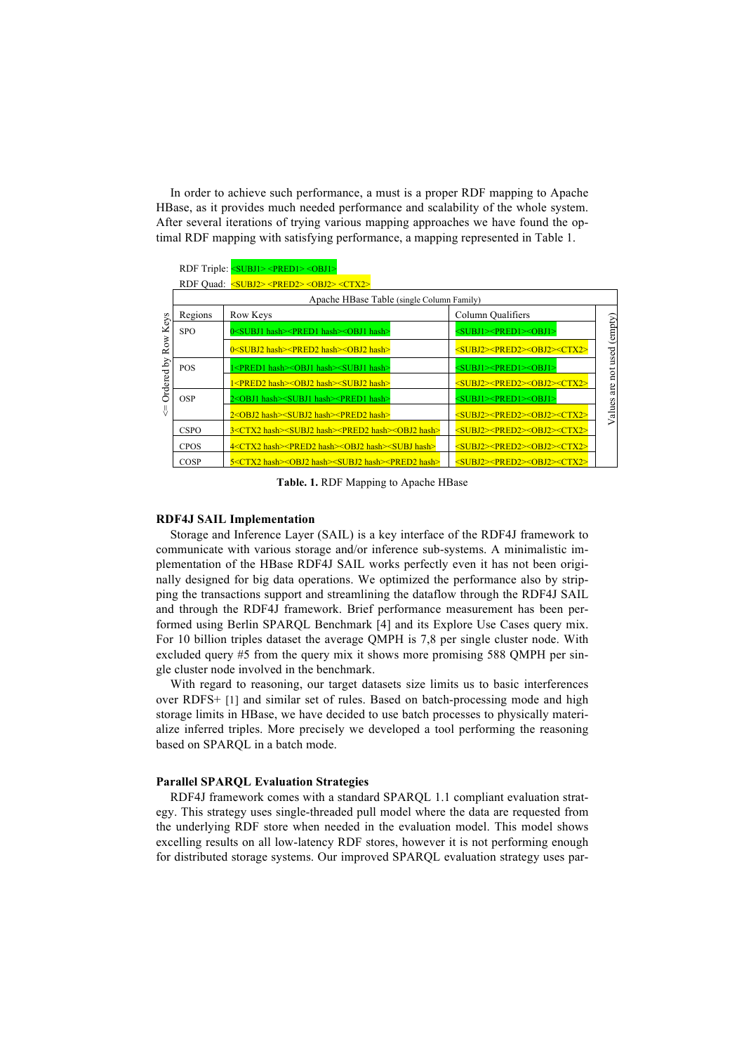In order to achieve such performance, a must is a proper RDF mapping to Apache HBase, as it provides much needed performance and scalability of the whole system. After several iterations of trying various mapping approaches we have found the optimal RDF mapping with satisfying performance, a mapping represented in Table 1.

RDF Triple: <SUBJ1> <PRED1> <OBJ1>

RDF Quad: <SUBJ2> <PRED2> <OBJ2> <CTX2>

| Apache HBase Table (single Column Family) | | | |
|---|---|---|---|
| Regions | Row Keys | Column Qualifiers | Values are not used (empty) |
| SPO | 0<SUBJ1 hash><PRED1 hash><OBJ1 hash> | <SUBJ1><PRED1><OBJ1> | |
| | 0<SUBJ2 hash><PRED2 hash><OBJ2 hash> | <SUBJ2><PRED2><OBJ2><CTX2> | |
| POS | 1<PRED1 hash><OBJ1 hash><SUBJ1 hash> | <SUBJ1><PRED1><OBJ1> | |
| | 1<PRED2 hash><OBJ2 hash><SUBJ2 hash> | <SUBJ2><PRED2><OBJ2><CTX2> | |
| OSP | 2<OBJ1 hash><SUBJ1 hash><PRED1 hash> | <SUBJ1><PRED1><OBJ1> | |
| | 2<OBJ2 hash><SUBJ2 hash><PRED2 hash> | <SUBJ2><PRED2><OBJ2><CTX2> | |
| CSPO | 3<CTX2 hash><SUBJ2 hash><PRED2 hash><OBJ2 hash> | <SUBJ2><PRED2><OBJ2><CTX2> | |
| CPOS | 4<CTX2 hash><PRED2 hash><OBJ2 hash><SUBJ hash> | <SUBJ2><PRED2><OBJ2><CTX2> | |
| COSP | 5<CTX2 hash><OBJ2 hash><SUBJ2 hash><PRED2 hash> | <SUBJ2><PRED2><OBJ2><CTX2> | |

<= Ordered by Row Keys

**Table. 1.** RDF Mapping to Apache HBase

**RDF4J SAIL Implementation**

Storage and Inference Layer (SAIL) is a key interface of the RDF4J framework to communicate with various storage and/or inference sub-systems. A minimalistic implementation of the HBase RDF4J SAIL works perfectly even it has not been originally designed for big data operations. We optimized the performance also by stripping the transactions support and streamlining the dataflow through the RDF4J SAIL and through the RDF4J framework. Brief performance measurement has been performed using Berlin SPARQL Benchmark [4] and its Explore Use Cases query mix. For 10 billion triples dataset the average QMPH is 7,8 per single cluster node. With excluded query #5 from the query mix it shows more promising 588 QMPH per single cluster node involved in the benchmark.

With regard to reasoning, our target datasets size limits us to basic interferences over RDFS+ [1] and similar set of rules. Based on batch-processing mode and high storage limits in HBase, we have decided to use batch processes to physically materialize inferred triples. More precisely we developed a tool performing the reasoning based on SPARQL in a batch mode.

**Parallel SPARQL Evaluation Strategies**

RDF4J framework comes with a standard SPARQL 1.1 compliant evaluation strategy. This strategy uses single-threaded pull model where the data are requested from the underlying RDF store when needed in the evaluation model. This model shows excelling results on all low-latency RDF stores, however it is not performing enough for distributed storage systems. Our improved SPARQL evaluation strategy uses par-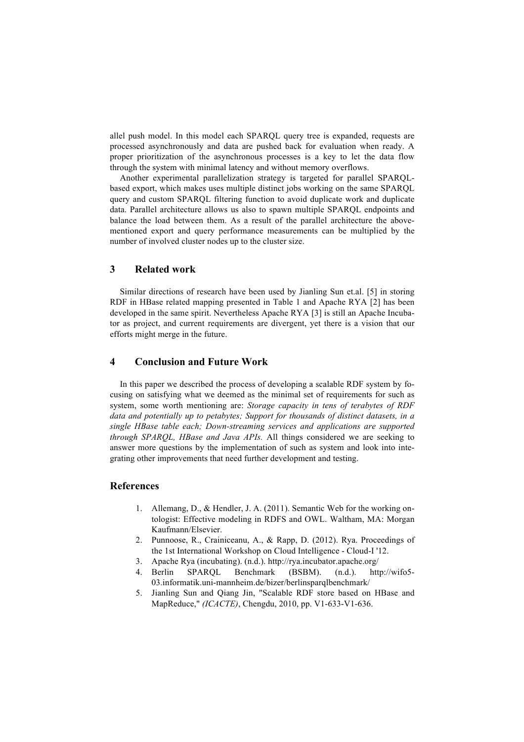allel push model. In this model each SPARQL query tree is expanded, requests are processed asynchronously and data are pushed back for evaluation when ready. A proper prioritization of the asynchronous processes is a key to let the data flow through the system with minimal latency and without memory overflows.

Another experimental parallelization strategy is targeted for parallel SPARQL-based export, which makes uses multiple distinct jobs working on the same SPARQL query and custom SPARQL filtering function to avoid duplicate work and duplicate data. Parallel architecture allows us also to spawn multiple SPARQL endpoints and balance the load between them. As a result of the parallel architecture the above-mentioned export and query performance measurements can be multiplied by the number of involved cluster nodes up to the cluster size.

## 3 Related work

Similar directions of research have been used by Jianling Sun et.al. [5] in storing RDF in HBase related mapping presented in Table 1 and Apache RYA [2] has been developed in the same spirit. Nevertheless Apache RYA [3] is still an Apache Incubator as project, and current requirements are divergent, yet there is a vision that our efforts might merge in the future.

## 4 Conclusion and Future Work

In this paper we described the process of developing a scalable RDF system by focusing on satisfying what we deemed as the minimal set of requirements for such as system, some worth mentioning are: *Storage capacity in tens of terabytes of RDF data and potentially up to petabytes; Support for thousands of distinct datasets, in a single HBase table each; Down-streaming services and applications are supported through SPARQL, HBase and Java APIs.* All things considered we are seeking to answer more questions by the implementation of such as system and look into integrating other improvements that need further development and testing.

## References

1. Allemang, D., & Hendler, J. A. (2011). Semantic Web for the working ontologist: Effective modeling in RDFS and OWL. Waltham, MA: Morgan Kaufmann/Elsevier.
2. Punnoose, R., Crainiceanu, A., & Rapp, D. (2012). Rya. Proceedings of the 1st International Workshop on Cloud Intelligence - Cloud-I '12.
3. Apache Rya (incubating). (n.d.). http://rya.incubator.apache.org/
4. Berlin SPARQL Benchmark (BSBM). (n.d.). http://wifo5-03.informatik.uni-mannheim.de/bizer/berlinsparqlbenchmark/
5. Jianling Sun and Qiang Jin, "Scalable RDF store based on HBase and MapReduce," *(ICACTE)*, Chengdu, 2010, pp. V1-633-V1-636.